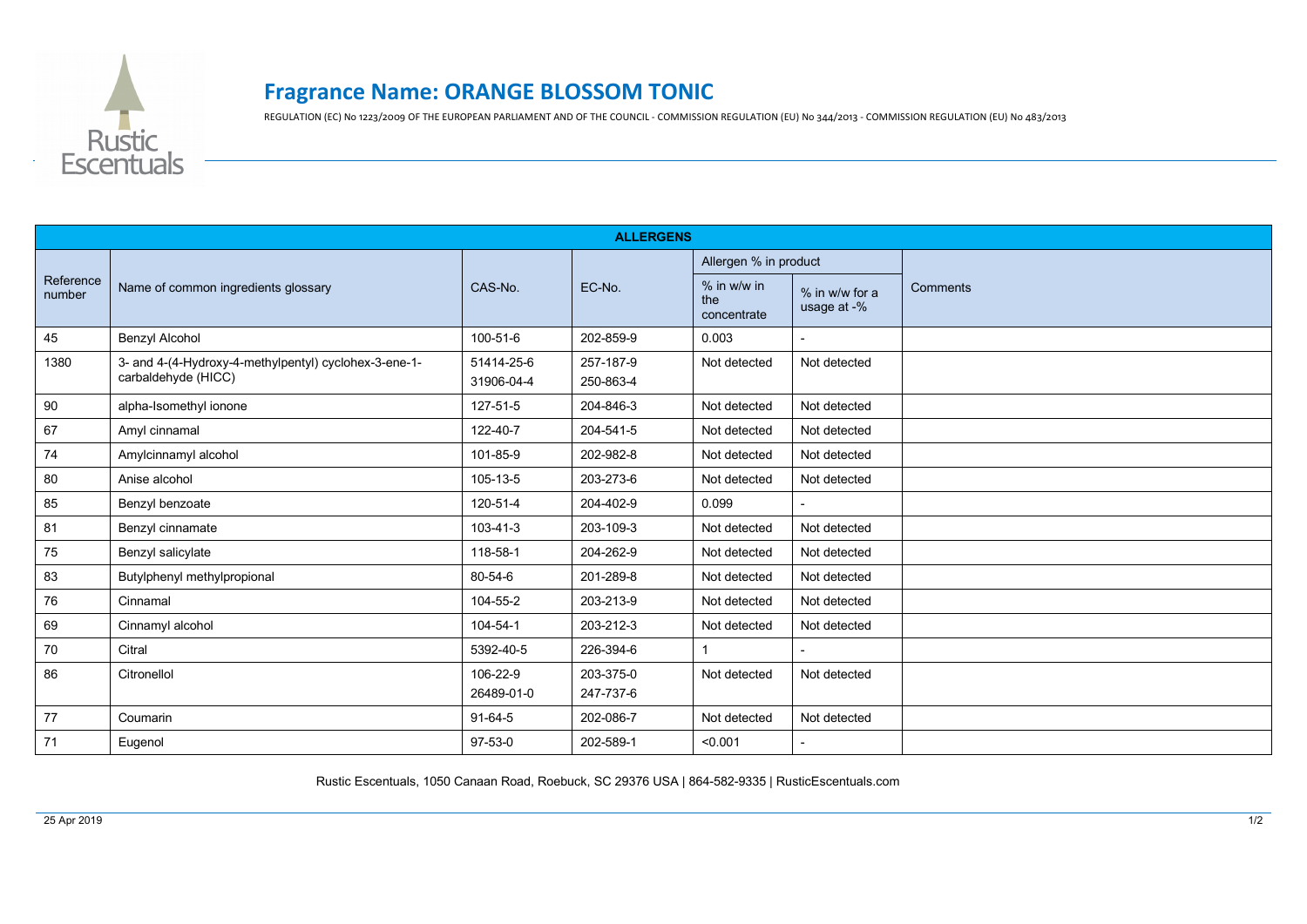# Fragrance Name: ORANGE BLOSSOM TONIC

REGULATION (EC) No 1223/2009 OF THE EUROPEAN PARLIAMENT AND OF THE COUNCIL - COMMISSION REGULATION (EU) No 344/2013 - COMMISSION REGULATION (EU) No 483/2013

| ALLERGENS | | | | | | |
|---|---|---|---|---|---|---|
| Reference number | Name of common ingredients glossary | CAS-No. | EC-No. | Allergen % in product | | Comments |
| | | | | % in w/w in the concentrate | % in w/w for a usage at -% | |
| 45 | Benzyl Alcohol | 100-51-6 | 202-859-9 | 0.003 | - | |
| 1380 | 3- and 4-(4-Hydroxy-4-methylpentyl) cyclohex-3-ene-1-carbaldehyde (HICC) | 51414-25-6<br>31906-04-4 | 257-187-9<br>250-863-4 | Not detected | Not detected | |
| 90 | alpha-Isomethyl ionone | 127-51-5 | 204-846-3 | Not detected | Not detected | |
| 67 | Amyl cinnamal | 122-40-7 | 204-541-5 | Not detected | Not detected | |
| 74 | Amylcinnamyl alcohol | 101-85-9 | 202-982-8 | Not detected | Not detected | |
| 80 | Anise alcohol | 105-13-5 | 203-273-6 | Not detected | Not detected | |
| 85 | Benzyl benzoate | 120-51-4 | 204-402-9 | 0.099 | - | |
| 81 | Benzyl cinnamate | 103-41-3 | 203-109-3 | Not detected | Not detected | |
| 75 | Benzyl salicylate | 118-58-1 | 204-262-9 | Not detected | Not detected | |
| 83 | Butylphenyl methylpropional | 80-54-6 | 201-289-8 | Not detected | Not detected | |
| 76 | Cinnamal | 104-55-2 | 203-213-9 | Not detected | Not detected | |
| 69 | Cinnamyl alcohol | 104-54-1 | 203-212-3 | Not detected | Not detected | |
| 70 | Citral | 5392-40-5 | 226-394-6 | 1 | - | |
| 86 | Citronellol | 106-22-9<br>26489-01-0 | 203-375-0<br>247-737-6 | Not detected | Not detected | |
| 77 | Coumarin | 91-64-5 | 202-086-7 | Not detected | Not detected | |
| 71 | Eugenol | 97-53-0 | 202-589-1 | <0.001 | - | |

Rustic Escentuals, 1050 Canaan Road, Roebuck, SC 29376 USA | 864-582-9335 | RusticEscentuals.com

25 Apr 2019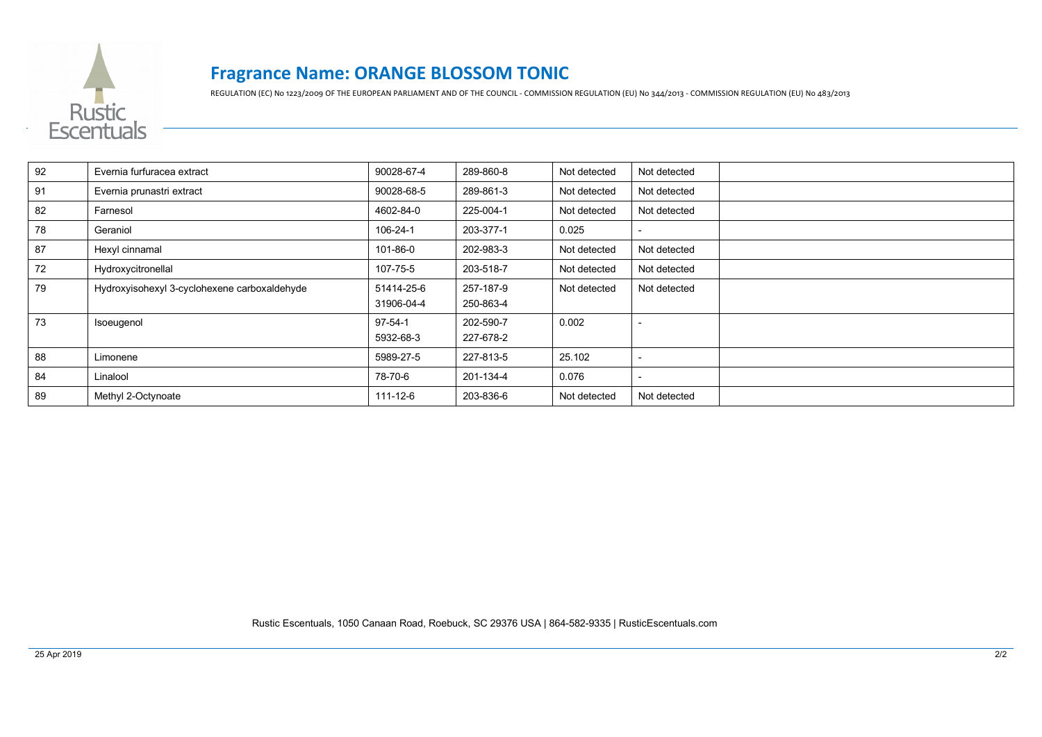## Fragrance Name: ORANGE BLOSSOM TONIC

REGULATION (EC) No 1223/2009 OF THE EUROPEAN PARLIAMENT AND OF THE COUNCIL - COMMISSION REGULATION (EU) No 344/2013 - COMMISSION REGULATION (EU) No 483/2013

| | | | | | | |
|---|---|---|---|---|---|---|
| 92 | Evernia furfuracea extract | 90028-67-4 | 289-860-8 | Not detected | Not detected | |
| 91 | Evernia prunastri extract | 90028-68-5 | 289-861-3 | Not detected | Not detected | |
| 82 | Farnesol | 4602-84-0 | 225-004-1 | Not detected | Not detected | |
| 78 | Geraniol | 106-24-1 | 203-377-1 | 0.025 | - | |
| 87 | Hexyl cinnamal | 101-86-0 | 202-983-3 | Not detected | Not detected | |
| 72 | Hydroxycitronellal | 107-75-5 | 203-518-7 | Not detected | Not detected | |
| 79 | Hydroxyisohexyl 3-cyclohexene carboxaldehyde | 51414-25-6<br>31906-04-4 | 257-187-9<br>250-863-4 | Not detected | Not detected | |
| 73 | Isoeugenol | 97-54-1<br>5932-68-3 | 202-590-7<br>227-678-2 | 0.002 | - | |
| 88 | Limonene | 5989-27-5 | 227-813-5 | 25.102 | - | |
| 84 | Linalool | 78-70-6 | 201-134-4 | 0.076 | - | |
| 89 | Methyl 2-Octynoate | 111-12-6 | 203-836-6 | Not detected | Not detected | |

Rustic Escentuals, 1050 Canaan Road, Roebuck, SC 29376 USA | 864-582-9335 | RusticEscentuals.com

25 Apr 2019